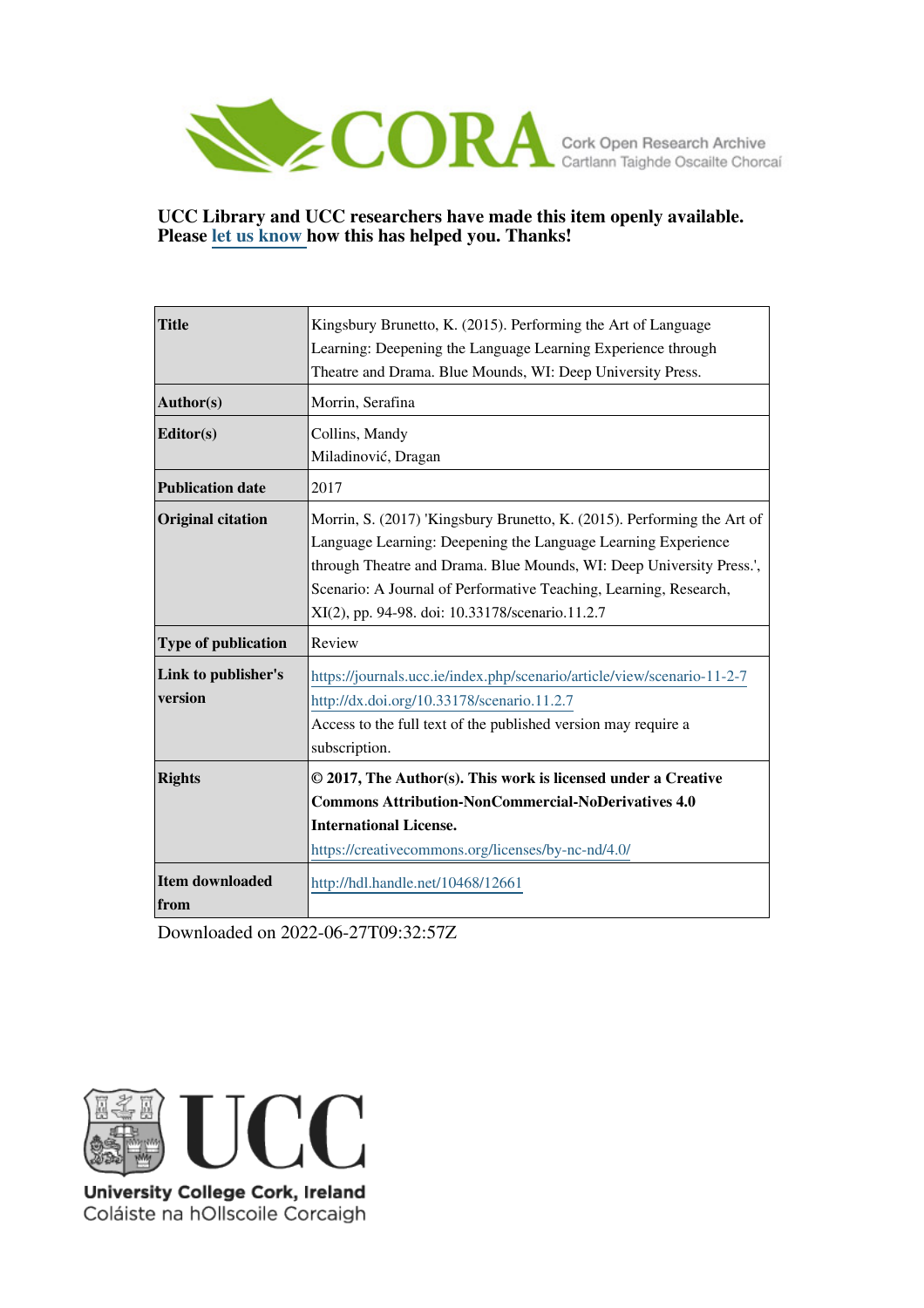**UCC Library and UCC researchers have made this item openly available. Please let us know how this has helped you. Thanks!**

| | |
|---|---|
| **Title** | Kingsbury Brunetto, K. (2015). Performing the Art of Language Learning: Deepening the Language Learning Experience through Theatre and Drama. Blue Mounds, WI: Deep University Press. |
| **Author(s)** | Morrin, Serafina |
| **Editor(s)** | Collins, Mandy<br>Miladinović, Dragan |
| **Publication date** | 2017 |
| **Original citation** | Morrin, S. (2017) 'Kingsbury Brunetto, K. (2015). Performing the Art of Language Learning: Deepening the Language Learning Experience through Theatre and Drama. Blue Mounds, WI: Deep University Press.', Scenario: A Journal of Performative Teaching, Learning, Research, XI(2), pp. 94-98. doi: 10.33178/scenario.11.2.7 |
| **Type of publication** | Review |
| **Link to publisher's version** | https://journals.ucc.ie/index.php/scenario/article/view/scenario-11-2-7<br>http://dx.doi.org/10.33178/scenario.11.2.7<br>Access to the full text of the published version may require a subscription. |
| **Rights** | **© 2017, The Author(s). This work is licensed under a Creative Commons Attribution-NonCommercial-NoDerivatives 4.0 International License.**<br>https://creativecommons.org/licenses/by-nc-nd/4.0/ |
| **Item downloaded from** | http://hdl.handle.net/10468/12661 |

Downloaded on 2022-06-27T09:32:57Z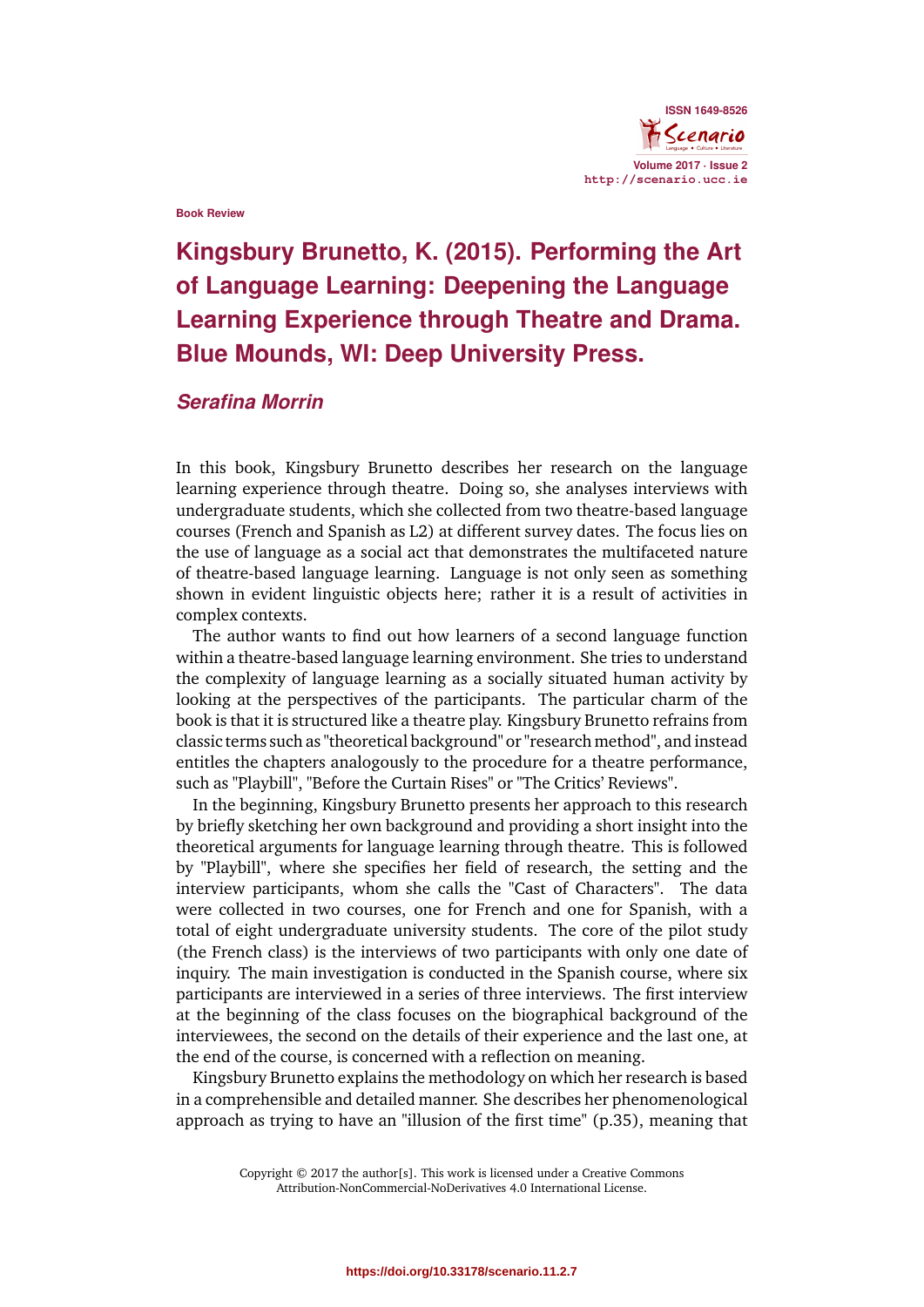Book Review

# Kingsbury Brunetto, K. (2015). Performing the Art of Language Learning: Deepening the Language Learning Experience through Theatre and Drama. Blue Mounds, WI: Deep University Press.

***Serafina Morrin***

In this book, Kingsbury Brunetto describes her research on the language learning experience through theatre. Doing so, she analyses interviews with undergraduate students, which she collected from two theatre-based language courses (French and Spanish as L2) at different survey dates. The focus lies on the use of language as a social act that demonstrates the multifaceted nature of theatre-based language learning. Language is not only seen as something shown in evident linguistic objects here; rather it is a result of activities in complex contexts.

The author wants to find out how learners of a second language function within a theatre-based language learning environment. She tries to understand the complexity of language learning as a socially situated human activity by looking at the perspectives of the participants. The particular charm of the book is that it is structured like a theatre play. Kingsbury Brunetto refrains from classic terms such as "theoretical background" or "research method", and instead entitles the chapters analogously to the procedure for a theatre performance, such as "Playbill", "Before the Curtain Rises" or "The Critics' Reviews".

In the beginning, Kingsbury Brunetto presents her approach to this research by briefly sketching her own background and providing a short insight into the theoretical arguments for language learning through theatre. This is followed by "Playbill", where she specifies her field of research, the setting and the interview participants, whom she calls the "Cast of Characters". The data were collected in two courses, one for French and one for Spanish, with a total of eight undergraduate university students. The core of the pilot study (the French class) is the interviews of two participants with only one date of inquiry. The main investigation is conducted in the Spanish course, where six participants are interviewed in a series of three interviews. The first interview at the beginning of the class focuses on the biographical background of the interviewees, the second on the details of their experience and the last one, at the end of the course, is concerned with a reflection on meaning.

Kingsbury Brunetto explains the methodology on which her research is based in a comprehensible and detailed manner. She describes her phenomenological approach as trying to have an "illusion of the first time" (p.35), meaning that

Copyright © 2017 the author[s]. This work is licensed under a Creative Commons Attribution-NonCommercial-NoDerivatives 4.0 International License.

https://doi.org/10.33178/scenario.11.2.7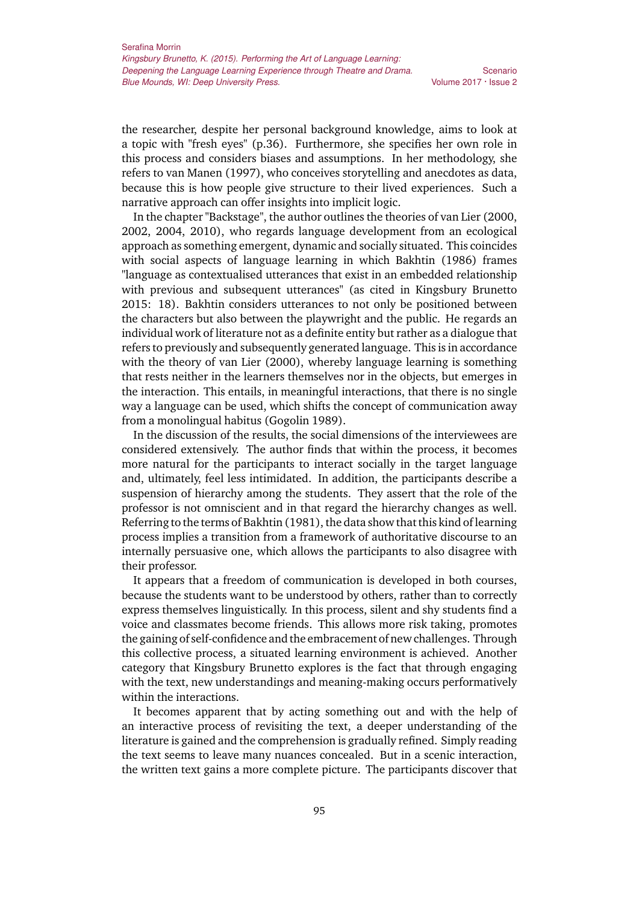the researcher, despite her personal background knowledge, aims to look at a topic with "fresh eyes" (p.36). Furthermore, she specifies her own role in this process and considers biases and assumptions. In her methodology, she refers to van Manen (1997), who conceives storytelling and anecdotes as data, because this is how people give structure to their lived experiences. Such a narrative approach can offer insights into implicit logic.

In the chapter "Backstage", the author outlines the theories of van Lier (2000, 2002, 2004, 2010), who regards language development from an ecological approach as something emergent, dynamic and socially situated. This coincides with social aspects of language learning in which Bakhtin (1986) frames "language as contextualised utterances that exist in an embedded relationship with previous and subsequent utterances" (as cited in Kingsbury Brunetto 2015: 18). Bakhtin considers utterances to not only be positioned between the characters but also between the playwright and the public. He regards an individual work of literature not as a definite entity but rather as a dialogue that refers to previously and subsequently generated language. This is in accordance with the theory of van Lier (2000), whereby language learning is something that rests neither in the learners themselves nor in the objects, but emerges in the interaction. This entails, in meaningful interactions, that there is no single way a language can be used, which shifts the concept of communication away from a monolingual habitus (Gogolin 1989).

In the discussion of the results, the social dimensions of the interviewees are considered extensively. The author finds that within the process, it becomes more natural for the participants to interact socially in the target language and, ultimately, feel less intimidated. In addition, the participants describe a suspension of hierarchy among the students. They assert that the role of the professor is not omniscient and in that regard the hierarchy changes as well. Referring to the terms of Bakhtin (1981), the data show that this kind of learning process implies a transition from a framework of authoritative discourse to an internally persuasive one, which allows the participants to also disagree with their professor.

It appears that a freedom of communication is developed in both courses, because the students want to be understood by others, rather than to correctly express themselves linguistically. In this process, silent and shy students find a voice and classmates become friends. This allows more risk taking, promotes the gaining of self-confidence and the embracement of new challenges. Through this collective process, a situated learning environment is achieved. Another category that Kingsbury Brunetto explores is the fact that through engaging with the text, new understandings and meaning-making occurs performatively within the interactions.

It becomes apparent that by acting something out and with the help of an interactive process of revisiting the text, a deeper understanding of the literature is gained and the comprehension is gradually refined. Simply reading the text seems to leave many nuances concealed. But in a scenic interaction, the written text gains a more complete picture. The participants discover that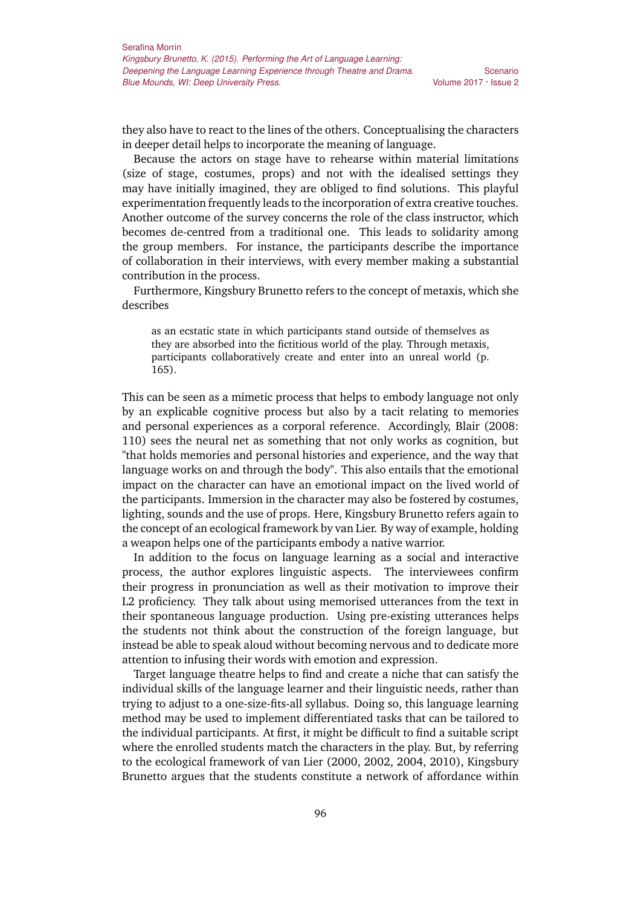they also have to react to the lines of the others. Conceptualising the characters in deeper detail helps to incorporate the meaning of language.

Because the actors on stage have to rehearse within material limitations (size of stage, costumes, props) and not with the idealised settings they may have initially imagined, they are obliged to find solutions. This playful experimentation frequently leads to the incorporation of extra creative touches. Another outcome of the survey concerns the role of the class instructor, which becomes de-centred from a traditional one. This leads to solidarity among the group members. For instance, the participants describe the importance of collaboration in their interviews, with every member making a substantial contribution in the process.

Furthermore, Kingsbury Brunetto refers to the concept of metaxis, which she describes

> as an ecstatic state in which participants stand outside of themselves as they are absorbed into the fictitious world of the play. Through metaxis, participants collaboratively create and enter into an unreal world (p. 165).

This can be seen as a mimetic process that helps to embody language not only by an explicable cognitive process but also by a tacit relating to memories and personal experiences as a corporal reference. Accordingly, Blair (2008: 110) sees the neural net as something that not only works as cognition, but "that holds memories and personal histories and experience, and the way that language works on and through the body". This also entails that the emotional impact on the character can have an emotional impact on the lived world of the participants. Immersion in the character may also be fostered by costumes, lighting, sounds and the use of props. Here, Kingsbury Brunetto refers again to the concept of an ecological framework by van Lier. By way of example, holding a weapon helps one of the participants embody a native warrior.

In addition to the focus on language learning as a social and interactive process, the author explores linguistic aspects. The interviewees confirm their progress in pronunciation as well as their motivation to improve their L2 proficiency. They talk about using memorised utterances from the text in their spontaneous language production. Using pre-existing utterances helps the students not think about the construction of the foreign language, but instead be able to speak aloud without becoming nervous and to dedicate more attention to infusing their words with emotion and expression.

Target language theatre helps to find and create a niche that can satisfy the individual skills of the language learner and their linguistic needs, rather than trying to adjust to a one-size-fits-all syllabus. Doing so, this language learning method may be used to implement differentiated tasks that can be tailored to the individual participants. At first, it might be difficult to find a suitable script where the enrolled students match the characters in the play. But, by referring to the ecological framework of van Lier (2000, 2002, 2004, 2010), Kingsbury Brunetto argues that the students constitute a network of affordance within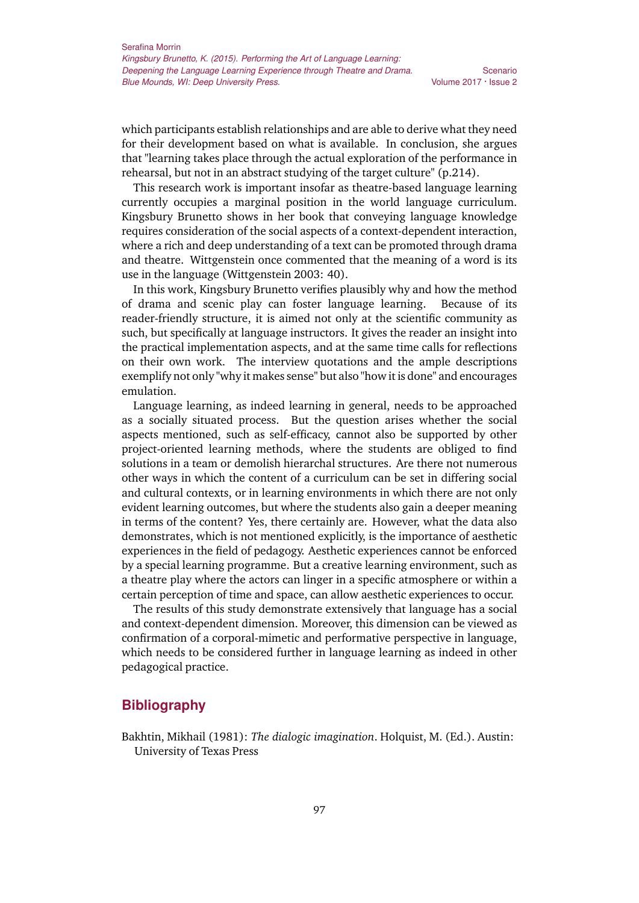which participants establish relationships and are able to derive what they need for their development based on what is available. In conclusion, she argues that "learning takes place through the actual exploration of the performance in rehearsal, but not in an abstract studying of the target culture" (p.214).

This research work is important insofar as theatre-based language learning currently occupies a marginal position in the world language curriculum. Kingsbury Brunetto shows in her book that conveying language knowledge requires consideration of the social aspects of a context-dependent interaction, where a rich and deep understanding of a text can be promoted through drama and theatre. Wittgenstein once commented that the meaning of a word is its use in the language (Wittgenstein 2003: 40).

In this work, Kingsbury Brunetto verifies plausibly why and how the method of drama and scenic play can foster language learning. Because of its reader-friendly structure, it is aimed not only at the scientific community as such, but specifically at language instructors. It gives the reader an insight into the practical implementation aspects, and at the same time calls for reflections on their own work. The interview quotations and the ample descriptions exemplify not only "why it makes sense" but also "how it is done" and encourages emulation.

Language learning, as indeed learning in general, needs to be approached as a socially situated process. But the question arises whether the social aspects mentioned, such as self-efficacy, cannot also be supported by other project-oriented learning methods, where the students are obliged to find solutions in a team or demolish hierarchal structures. Are there not numerous other ways in which the content of a curriculum can be set in differing social and cultural contexts, or in learning environments in which there are not only evident learning outcomes, but where the students also gain a deeper meaning in terms of the content? Yes, there certainly are. However, what the data also demonstrates, which is not mentioned explicitly, is the importance of aesthetic experiences in the field of pedagogy. Aesthetic experiences cannot be enforced by a special learning programme. But a creative learning environment, such as a theatre play where the actors can linger in a specific atmosphere or within a certain perception of time and space, can allow aesthetic experiences to occur.

The results of this study demonstrate extensively that language has a social and context-dependent dimension. Moreover, this dimension can be viewed as confirmation of a corporal-mimetic and performative perspective in language, which needs to be considered further in language learning as indeed in other pedagogical practice.

## Bibliography

Bakhtin, Mikhail (1981): *The dialogic imagination*. Holquist, M. (Ed.). Austin: University of Texas Press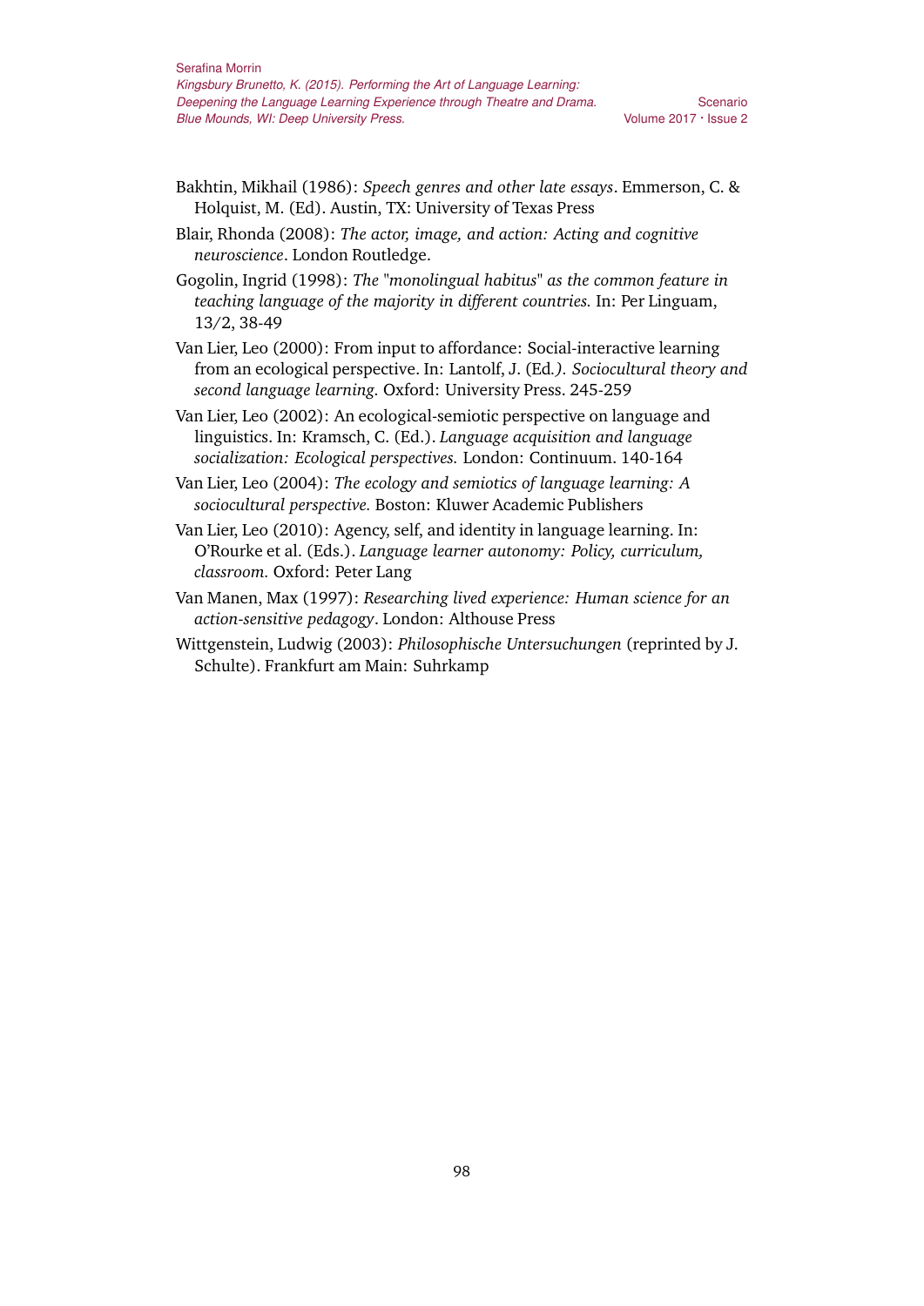Bakhtin, Mikhail (1986): *Speech genres and other late essays*. Emmerson, C. & Holquist, M. (Ed). Austin, TX: University of Texas Press

Blair, Rhonda (2008): *The actor, image, and action: Acting and cognitive neuroscience*. London Routledge.

Gogolin, Ingrid (1998): *The "monolingual habitus" as the common feature in teaching language of the majority in different countries.* In: Per Linguam, 13/2, 38-49

Van Lier, Leo (2000): From input to affordance: Social-interactive learning from an ecological perspective. In: Lantolf, J. (Ed*.). Sociocultural theory and second language learning.* Oxford: University Press. 245-259

Van Lier, Leo (2002): An ecological-semiotic perspective on language and linguistics. In: Kramsch, C. (Ed.). *Language acquisition and language socialization: Ecological perspectives.* London: Continuum. 140-164

Van Lier, Leo (2004): *The ecology and semiotics of language learning: A sociocultural perspective.* Boston: Kluwer Academic Publishers

Van Lier, Leo (2010): Agency, self, and identity in language learning. In: O'Rourke et al. (Eds.). *Language learner autonomy: Policy, curriculum, classroom.* Oxford: Peter Lang

Van Manen, Max (1997): *Researching lived experience: Human science for an action-sensitive pedagogy*. London: Althouse Press

Wittgenstein, Ludwig (2003): *Philosophische Untersuchungen* (reprinted by J. Schulte). Frankfurt am Main: Suhrkamp